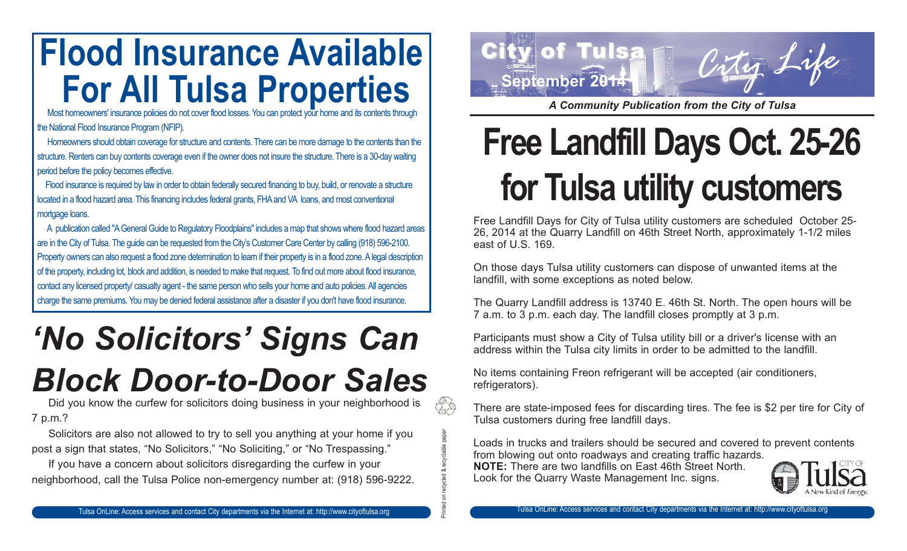# Flood Insurance Available For All Tulsa Properties

Most homeowners' insurance policies do not cover flood losses. You can protect your home and its contents through the National Flood Insurance Program (NFIP).

Homeowners should obtain coverage for structure and contents. There can be more damage to the contents than the structure. Renters can buy contents coverage even if the owner does not insure the structure. There is a 30-day waiting period before the policy becomes effective.

Flood insurance is required by law in order to obtain federally secured financing to buy, build, or renovate a structure located in a flood hazard area. This financing includes federal grants, FHA and VA loans, and most conventional mortgage loans.

A publication called "A General Guide to Regulatory Floodplains" includes a map that shows where flood hazard areas are in the City of Tulsa. The guide can be requested from the City's Customer Care Center by calling (918) 596-2100. Property owners can also request a flood zone determination to learn if their property is in a flood zone. A legal description of the property, including lot, block and addition, is needed to make that request. To find out more about flood insurance, contact any licensed property/ casualty agent - the same person who sells your home and auto policies. All agencies charge the same premiums. You may be denied federal assistance after a disaster if you don't have flood insurance.

# *'No Solicitors' Signs Can Block Door-to-Door Sales*

Did you know the curfew for solicitors doing business in your neighborhood is 7 p.m.?

Solicitors are also not allowed to try to sell you anything at your home if you post a sign that states, "No Solicitors," "No Soliciting," or "No Trespassing."

If you have a concern about solicitors disregarding the curfew in your neighborhood, call the Tulsa Police non-emergency number at: (918) 596-9222.

Tulsa OnLine: Access services and contact City departments via the Internet at: http://www.cityoftulsa.org

Printed on recycled & recyclable paper

City of Tulsa — September 2014 — City Life

*A Community Publication from the City of Tulsa*

# Free Landfill Days Oct. 25-26 for Tulsa utility customers

Free Landfill Days for City of Tulsa utility customers are scheduled October 25-26, 2014 at the Quarry Landfill on 46th Street North, approximately 1-1/2 miles east of U.S. 169.

On those days Tulsa utility customers can dispose of unwanted items at the landfill, with some exceptions as noted below.

The Quarry Landfill address is 13740 E. 46th St. North. The open hours will be 7 a.m. to 3 p.m. each day. The landfill closes promptly at 3 p.m.

Participants must show a City of Tulsa utility bill or a driver's license with an address within the Tulsa city limits in order to be admitted to the landfill.

No items containing Freon refrigerant will be accepted (air conditioners, refrigerators).

There are state-imposed fees for discarding tires. The fee is $2 per tire for City of Tulsa customers during free landfill days.

Loads in trucks and trailers should be secured and covered to prevent contents from blowing out onto roadways and creating traffic hazards.

**NOTE:** There are two landfills on East 46th Street North. Look for the Quarry Waste Management Inc. signs.

City of Tulsa — A New Kind of *Energy.*

Tulsa OnLine: Access services and contact City departments via the Internet at: http://www.cityoftulsa.org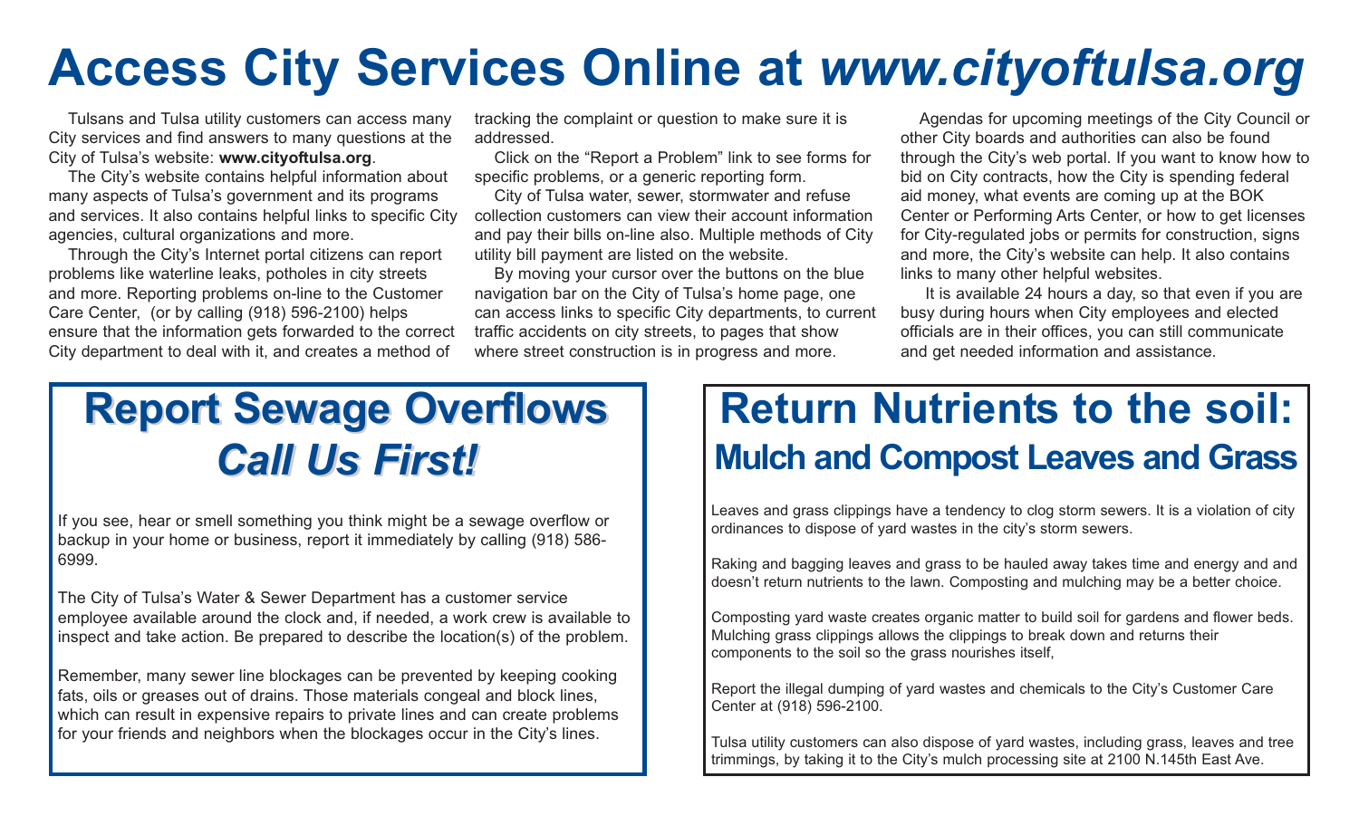# Access City Services Online at *www.cityoftulsa.org*

Tulsans and Tulsa utility customers can access many City services and find answers to many questions at the City of Tulsa's website: **www.cityoftulsa.org**.

The City's website contains helpful information about many aspects of Tulsa's government and its programs and services. It also contains helpful links to specific City agencies, cultural organizations and more.

Through the City's Internet portal citizens can report problems like waterline leaks, potholes in city streets and more. Reporting problems on-line to the Customer Care Center, (or by calling (918) 596-2100) helps ensure that the information gets forwarded to the correct City department to deal with it, and creates a method of tracking the complaint or question to make sure it is addressed.

Click on the "Report a Problem" link to see forms for specific problems, or a generic reporting form.

City of Tulsa water, sewer, stormwater and refuse collection customers can view their account information and pay their bills on-line also. Multiple methods of City utility bill payment are listed on the website.

By moving your cursor over the buttons on the blue navigation bar on the City of Tulsa's home page, one can access links to specific City departments, to current traffic accidents on city streets, to pages that show where street construction is in progress and more.

Agendas for upcoming meetings of the City Council or other City boards and authorities can also be found through the City's web portal. If you want to know how to bid on City contracts, how the City is spending federal aid money, what events are coming up at the BOK Center or Performing Arts Center, or how to get licenses for City-regulated jobs or permits for construction, signs and more, the City's website can help. It also contains links to many other helpful websites.

It is available 24 hours a day, so that even if you are busy during hours when City employees and elected officials are in their offices, you can still communicate and get needed information and assistance.

## Report Sewage Overflows *Call Us First!*

If you see, hear or smell something you think might be a sewage overflow or backup in your home or business, report it immediately by calling (918) 586-6999.

The City of Tulsa's Water & Sewer Department has a customer service employee available around the clock and, if needed, a work crew is available to inspect and take action. Be prepared to describe the location(s) of the problem.

Remember, many sewer line blockages can be prevented by keeping cooking fats, oils or greases out of drains. Those materials congeal and block lines, which can result in expensive repairs to private lines and can create problems for your friends and neighbors when the blockages occur in the City's lines.

## Return Nutrients to the soil:

### Mulch and Compost Leaves and Grass

Leaves and grass clippings have a tendency to clog storm sewers. It is a violation of city ordinances to dispose of yard wastes in the city's storm sewers.

Raking and bagging leaves and grass to be hauled away takes time and energy and and doesn't return nutrients to the lawn. Composting and mulching may be a better choice.

Composting yard waste creates organic matter to build soil for gardens and flower beds. Mulching grass clippings allows the clippings to break down and returns their components to the soil so the grass nourishes itself,

Report the illegal dumping of yard wastes and chemicals to the City's Customer Care Center at (918) 596-2100.

Tulsa utility customers can also dispose of yard wastes, including grass, leaves and tree trimmings, by taking it to the City's mulch processing site at 2100 N.145th East Ave.